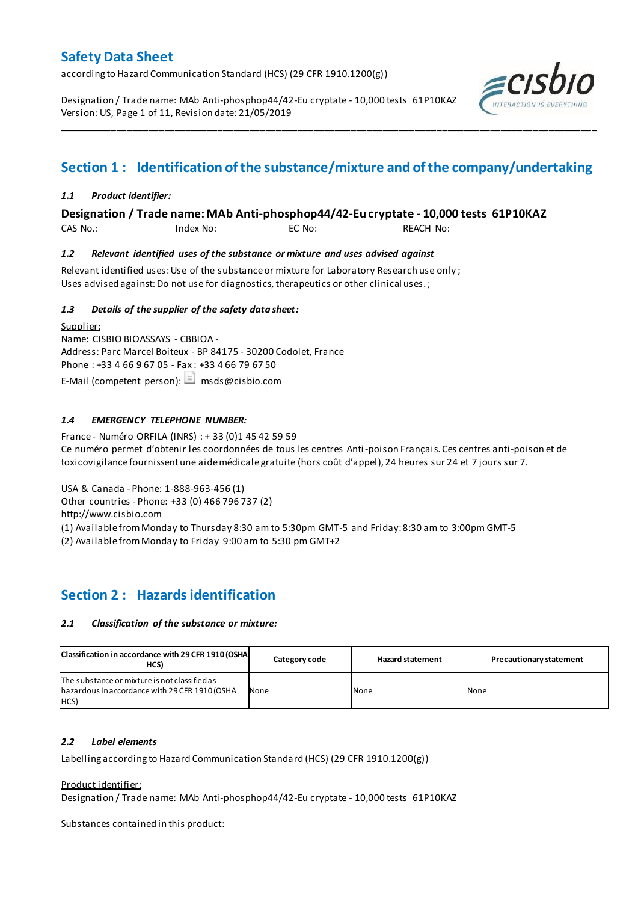# Safety Data Sheet

according to Hazard Communication Standard (HCS) (29 CFR 1910.1200(g))

Designation / Trade name: MAb Anti-phosphop44/42-Eu cryptate - 10,000 tests 61P10KAZ
Version: US, Page 1 of 11, Revision date: 21/05/2019

## Section 1 : Identification of the substance/mixture and of the company/undertaking

### *1.1 Product identifier:*

**Designation / Trade name: MAb Anti-phosphop44/42-Eu cryptate - 10,000 tests 61P10KAZ**

CAS No.: Index No: EC No: REACH No:

### *1.2 Relevant identified uses of the substance or mixture and uses advised against*

Relevant identified uses: Use of the substance or mixture for Laboratory Research use only ;
Uses advised against: Do not use for diagnostics, therapeutics or other clinical uses. ;

### *1.3 Details of the supplier of the safety data sheet:*

Supplier:
Name: CISBIO BIOASSAYS - CBBIOA -
Address: Parc Marcel Boiteux - BP 84175 - 30200 Codolet, France
Phone : +33 4 66 9 67 05 - Fax : +33 4 66 79 67 50
E-Mail (competent person): msds@cisbio.com

### *1.4 EMERGENCY TELEPHONE NUMBER:*

France - Numéro ORFILA (INRS) : + 33 (0)1 45 42 59 59
Ce numéro permet d'obtenir les coordonnées de tous les centres Anti-poison Français. Ces centres anti-poison et de toxicovigilance fournissent une aide médicale gratuite (hors coût d'appel), 24 heures sur 24 et 7 jours sur 7.

USA & Canada - Phone: 1-888-963-456 (1)
Other countries - Phone: +33 (0) 466 796 737 (2)
http://www.cisbio.com
(1) Available from Monday to Thursday 8:30 am to 5:30pm GMT-5 and Friday: 8:30 am to 3:00pm GMT-5
(2) Available from Monday to Friday 9:00 am to 5:30 pm GMT+2

## Section 2 : Hazards identification

### *2.1 Classification of the substance or mixture:*

| Classification in accordance with 29 CFR 1910 (OSHA HCS) | Category code | Hazard statement | Precautionary statement |
|---|---|---|---|
| The substance or mixture is not classified as hazardous in accordance with 29 CFR 1910 (OSHA HCS) | None | None | None |

### *2.2 Label elements*

Labelling according to Hazard Communication Standard (HCS) (29 CFR 1910.1200(g))

Product identifier:
Designation / Trade name: MAb Anti-phosphop44/42-Eu cryptate - 10,000 tests 61P10KAZ

Substances contained in this product: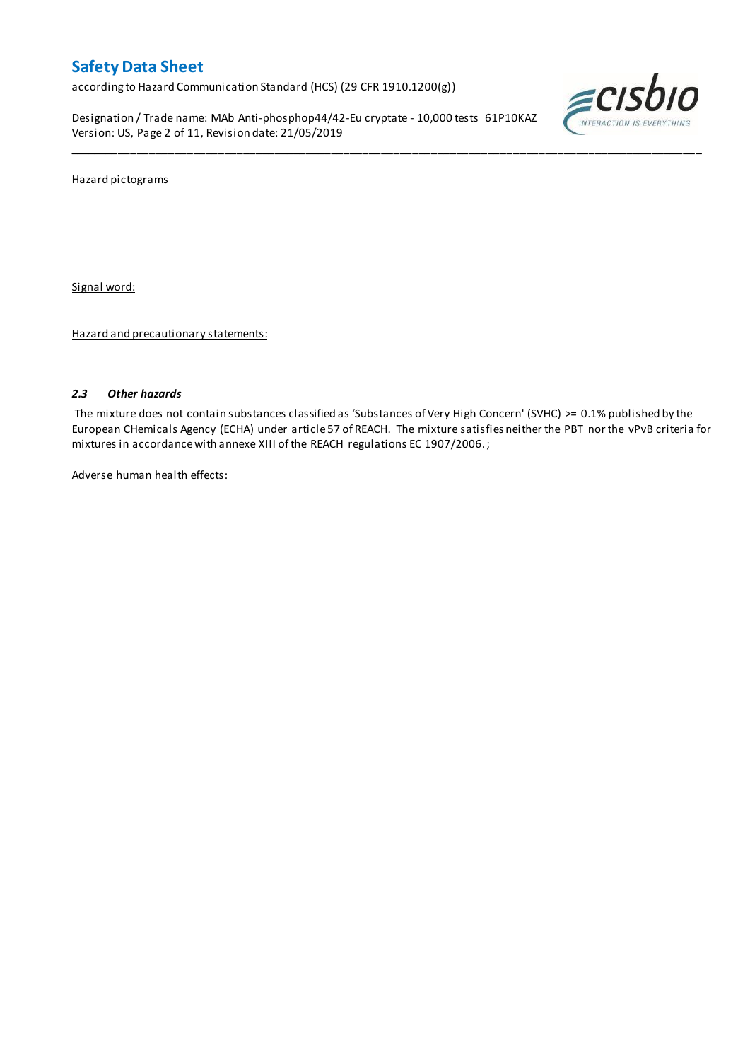Hazard pictograms

Signal word:

Hazard and precautionary statements:

### *2.3 Other hazards*

The mixture does not contain substances classified as 'Substances of Very High Concern' (SVHC) >= 0.1% published by the European CHemicals Agency (ECHA) under article 57 of REACH. The mixture satisfies neither the PBT nor the vPvB criteria for mixtures in accordance with annexe XIII of the REACH regulations EC 1907/2006. ;

Adverse human health effects: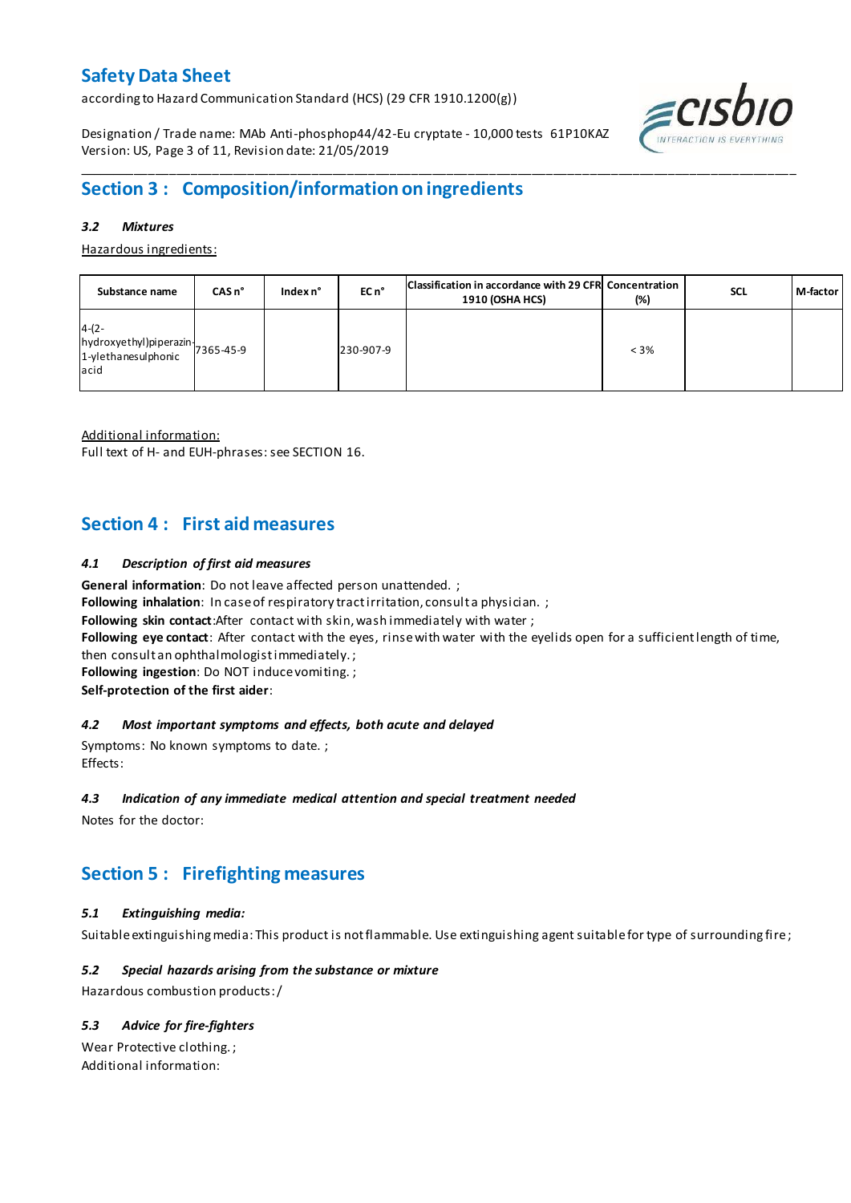## Section 3 : Composition/information on ingredients

### 3.2 Mixtures

Hazardous ingredients:

| Substance name | CAS n° | Index n° | EC n° | Classification in accordance with 29 CFR 1910 (OSHA HCS) | Concentration (%) | SCL | M-factor |
|---|---|---|---|---|---|---|---|
| 4-(2-hydroxyethyl)piperazin-1-ylethanesulphonic acid | 7365-45-9 | | 230-907-9 | | < 3% | | |

Additional information:
Full text of H- and EUH-phrases: see SECTION 16.

## Section 4 : First aid measures

### 4.1 Description of first aid measures

**General information**: Do not leave affected person unattended. ;
**Following inhalation**: In case of respiratory tract irritation, consult a physician. ;
**Following skin contact**:After contact with skin, wash immediately with water ;
**Following eye contact**: After contact with the eyes, rinse with water with the eyelids open for a sufficient length of time, then consult an ophthalmologist immediately. ;
**Following ingestion**: Do NOT induce vomiting. ;
**Self-protection of the first aider**:

### 4.2 Most important symptoms and effects, both acute and delayed

Symptoms: No known symptoms to date. ;
Effects:

### 4.3 Indication of any immediate medical attention and special treatment needed

Notes for the doctor:

## Section 5 : Firefighting measures

### 5.1 Extinguishing media:

Suitable extinguishing media: This product is not flammable. Use extinguishing agent suitable for type of surrounding fire ;

### 5.2 Special hazards arising from the substance or mixture

Hazardous combustion products: /

### 5.3 Advice for fire-fighters

Wear Protective clothing. ;
Additional information: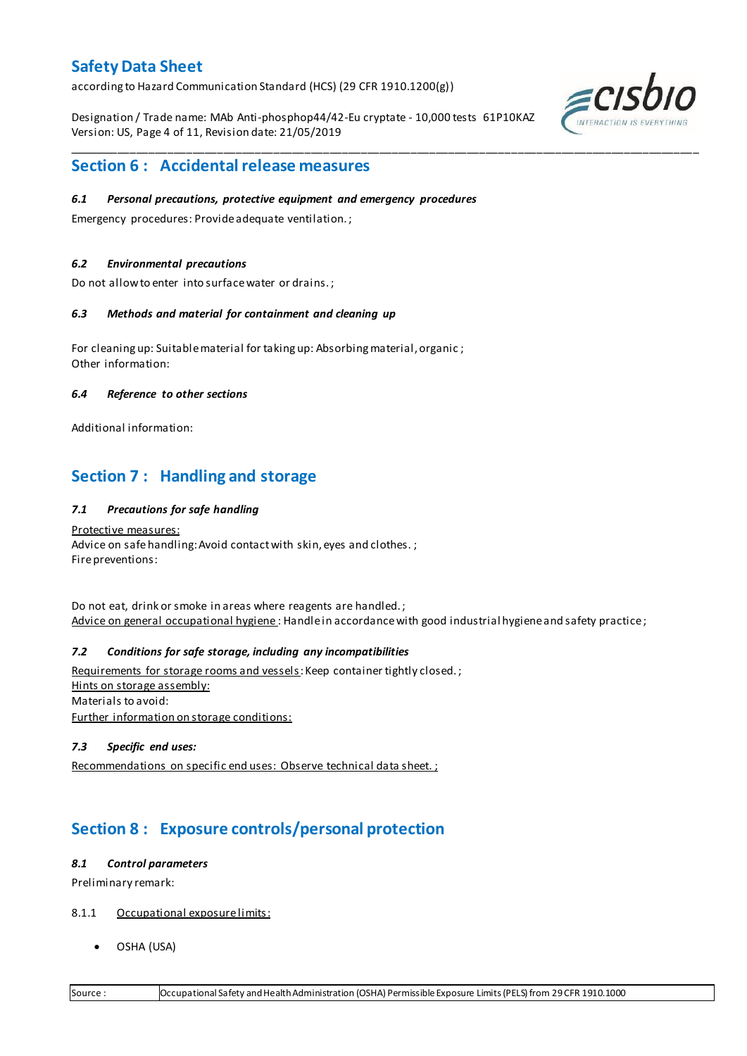## Section 6 : Accidental release measures

### *6.1 Personal precautions, protective equipment and emergency procedures*

Emergency procedures: Provide adequate ventilation. ;

### *6.2 Environmental precautions*

Do not allow to enter into surface water or drains. ;

### *6.3 Methods and material for containment and cleaning up*

For cleaning up: Suitable material for taking up: Absorbing material, organic ;
Other information:

### *6.4 Reference to other sections*

Additional information:

## Section 7 : Handling and storage

### *7.1 Precautions for safe handling*

Protective measures:
Advice on safe handling: Avoid contact with skin, eyes and clothes. ;
Fire preventions:

Do not eat, drink or smoke in areas where reagents are handled. ;
Advice on general occupational hygiene : Handle in accordance with good industrial hygiene and safety practice ;

### *7.2 Conditions for safe storage, including any incompatibilities*

Requirements for storage rooms and vessels: Keep container tightly closed. ;
Hints on storage assembly:
Materials to avoid:
Further information on storage conditions:

### *7.3 Specific end uses:*

Recommendations on specific end uses: Observe technical data sheet. ;

## Section 8 : Exposure controls/personal protection

### *8.1 Control parameters*

Preliminary remark:

8.1.1 Occupational exposure limits:

- OSHA (USA)

| Source : | Occupational Safety and Health Administration (OSHA) Permissible Exposure Limits (PELS) from 29 CFR 1910.1000 |
|---|---|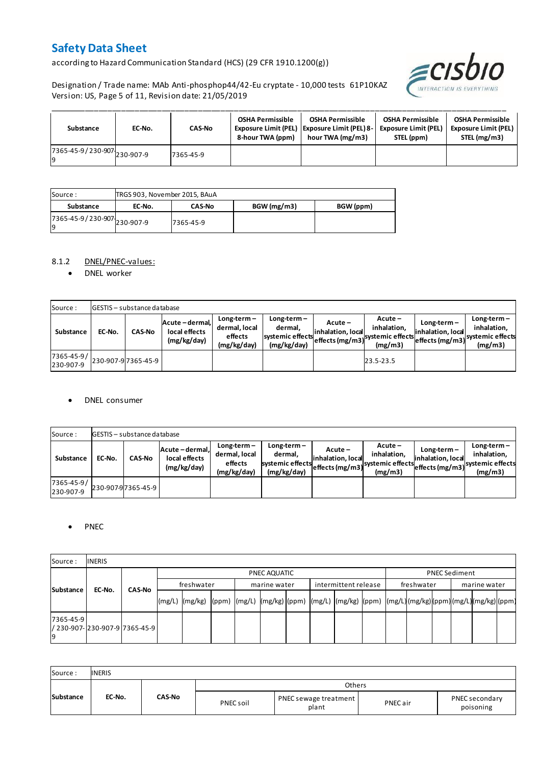| Substance | EC-No. | CAS-No | OSHA Permissible Exposure Limit (PEL) 8-hour TWA (ppm) | OSHA Permissible Exposure Limit (PEL) 8-hour TWA (mg/m3) | OSHA Permissible Exposure Limit (PEL) STEL (ppm) | OSHA Permissible Exposure Limit (PEL) STEL (mg/m3) |
|---|---|---|---|---|---|---|
| 7365-45-9 / 230-907-9 | 230-907-9 | 7365-45-9 | | | | |

| Source : | TRGS 903, November 2015, BAuA | | | |
|---|---|---|---|---|
| Substance | EC-No. | CAS-No | BGW (mg/m3) | BGW (ppm) |
| 7365-45-9 / 230-907-9 | 230-907-9 | 7365-45-9 | | |

8.1.2 DNEL/PNEC-values:

- DNEL worker

| Source : | GESTIS – substance database | | | | | | | | |
|---|---|---|---|---|---|---|---|---|---|
| Substance | EC-No. | CAS-No | Acute – dermal, local effects (mg/kg/day) | Long-term – dermal, local effects (mg/kg/day) | Long-term – dermal, systemic effects (mg/kg/day) | Acute – inhalation, local effects (mg/m3) | Acute – inhalation, systemic effects (mg/m3) | Long-term – inhalation, local effects (mg/m3) | Long-term – inhalation, systemic effects (mg/m3) |
| 7365-45-9/ 230-907-9 | 230-907-9 | 7365-45-9 | | | | | 23.5-23.5 | | |

- DNEL consumer

| Source : | GESTIS – substance database | | | | | | | | |
|---|---|---|---|---|---|---|---|---|---|
| Substance | EC-No. | CAS-No | Acute – dermal, local effects (mg/kg/day) | Long-term – dermal, local effects (mg/kg/day) | Long-term – dermal, systemic effects (mg/kg/day) | Acute – inhalation, local effects (mg/m3) | Acute – inhalation, systemic effects (mg/m3) | Long-term – inhalation, local effects (mg/m3) | Long-term – inhalation, systemic effects (mg/m3) |
| 7365-45-9/ 230-907-9 | 230-907-9 | 7365-45-9 | | | | | | | |

- PNEC

| Source : | INERIS | | | | | | | | | | | | | | | | | |
|---|---|---|---|---|---|---|---|---|---|---|---|---|---|---|---|---|---|---|
| Substance | EC-No. | CAS-No | PNEC AQUATIC | | | | | | | | | PNEC Sediment | | | | | |
| | | | freshwater | | | marine water | | | intermittent release | | | freshwater | | | marine water | | |
| | | | (mg/L) | (mg/kg) | (ppm) | (mg/L) | (mg/kg) | (ppm) | (mg/L) | (mg/kg) | (ppm) | (mg/L) | (mg/kg) | (ppm) | (mg/L) | (mg/kg) | (ppm) |
| 7365-45-9 / 230-907-9 | 230-907-9 | 7365-45-9 | | | | | | | | | | | | | | | |

| Source : | INERIS | | | | | |
|---|---|---|---|---|---|---|
| Substance | EC-No. | CAS-No | Others | | | |
| | | | PNEC soil | PNEC sewage treatment plant | PNEC air | PNEC secondary poisoning |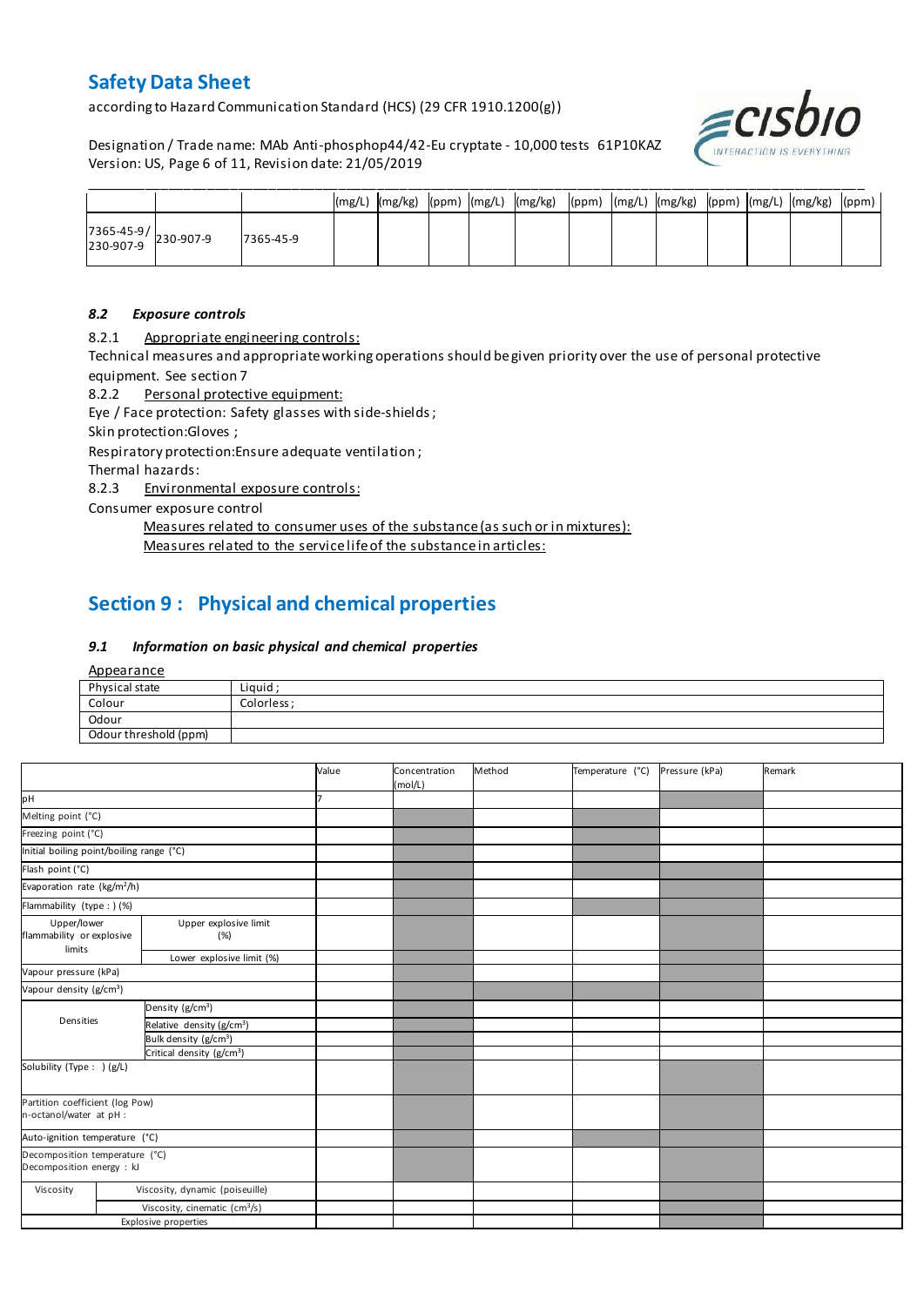| | | | (mg/L) | (mg/kg) | (ppm) | (mg/L) | (mg/kg) | (ppm) | (mg/L) | (mg/kg) | (ppm) | (mg/L) | (mg/kg) | (ppm) |
|---|---|---|---|---|---|---|---|---|---|---|---|---|---|---|
| 7365-45-9/ 230-907-9 | 230-907-9 | 7365-45-9 | | | | | | | | | | | | |

### *8.2 Exposure controls*

8.2.1 Appropriate engineering controls:

Technical measures and appropriate working operations should be given priority over the use of personal protective equipment. See section 7

8.2.2 Personal protective equipment:

Eye / Face protection: Safety glasses with side-shields ;

Skin protection:Gloves ;

Respiratory protection:Ensure adequate ventilation ;

Thermal hazards:

8.2.3 Environmental exposure controls:

Consumer exposure control

Measures related to consumer uses of the substance (as such or in mixtures):

Measures related to the service life of the substance in articles:

## Section 9 : Physical and chemical properties

### *9.1 Information on basic physical and chemical properties*

Appearance

| Physical state | Liquid ; |
|---|---|
| Colour | Colorless ; |
| Odour | |
| Odour threshold (ppm) | |

| | | Value | Concentration (mol/L) | Method | Temperature (°C) | Pressure (kPa) | Remark |
|---|---|---|---|---|---|---|---|
| pH | | 7 | | | | | |
| Melting point (°C) | | | | | | | |
| Freezing point (°C) | | | | | | | |
| Initial boiling point/boiling range (°C) | | | | | | | |
| Flash point (°C) | | | | | | | |
| Evaporation rate (kg/m²/h) | | | | | | | |
| Flammability (type : ) (%) | | | | | | | |
| Upper/lower flammability or explosive limits | Upper explosive limit (%) | | | | | | |
| | Lower explosive limit (%) | | | | | | |
| Vapour pressure (kPa) | | | | | | | |
| Vapour density (g/cm³) | | | | | | | |
| Densities | Density (g/cm³) | | | | | | |
| | Relative density (g/cm³) | | | | | | |
| | Bulk density (g/cm³) | | | | | | |
| | Critical density (g/cm³) | | | | | | |
| Solubility (Type : ) (g/L) | | | | | | | |
| Partition coefficient (log Pow) n-octanol/water at pH : | | | | | | | |
| Auto-ignition temperature (°C) | | | | | | | |
| Decomposition temperature (°C) Decomposition energy : kJ | | | | | | | |
| Viscosity | Viscosity, dynamic (poiseuille) | | | | | | |
| | Viscosity, cinematic (cm³/s) | | | | | | |
| Explosive properties | | | | | | | |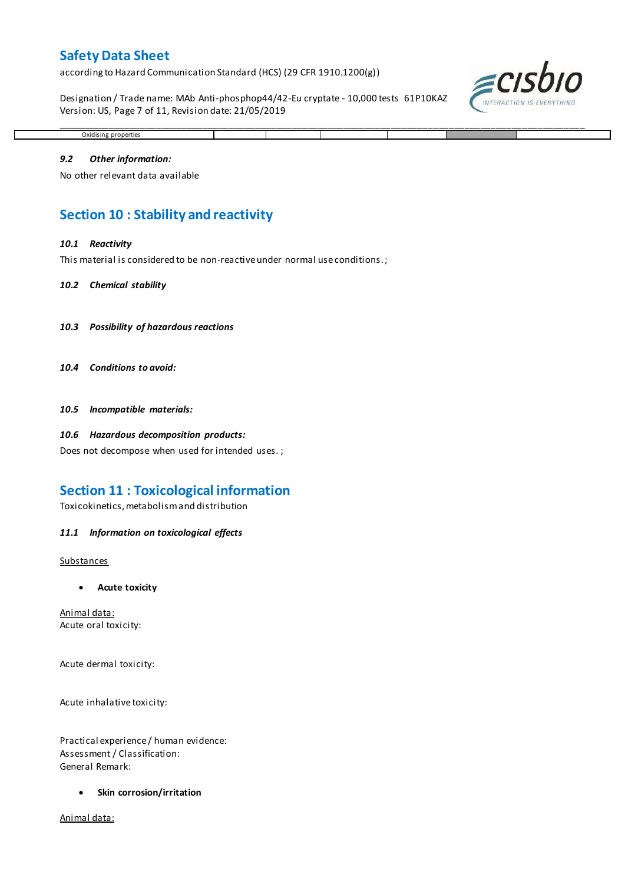| Oxidising properties | | | | | | |
|---|---|---|---|---|---|---|

### *9.2 Other information:*

No other relevant data available

## Section 10 : Stability and reactivity

### *10.1 Reactivity*

This material is considered to be non-reactive under normal use conditions. ;

### *10.2 Chemical stability*

### *10.3 Possibility of hazardous reactions*

### *10.4 Conditions to avoid:*

### *10.5 Incompatible materials:*

### *10.6 Hazardous decomposition products:*

Does not decompose when used for intended uses. ;

## Section 11 : Toxicological information

Toxicokinetics, metabolism and distribution

### *11.1 Information on toxicological effects*

Substances

- **Acute toxicity**

Animal data:
Acute oral toxicity:

Acute dermal toxicity:

Acute inhalative toxicity:

Practical experience / human evidence:
Assessment / Classification:
General Remark:

- **Skin corrosion/irritation**

Animal data: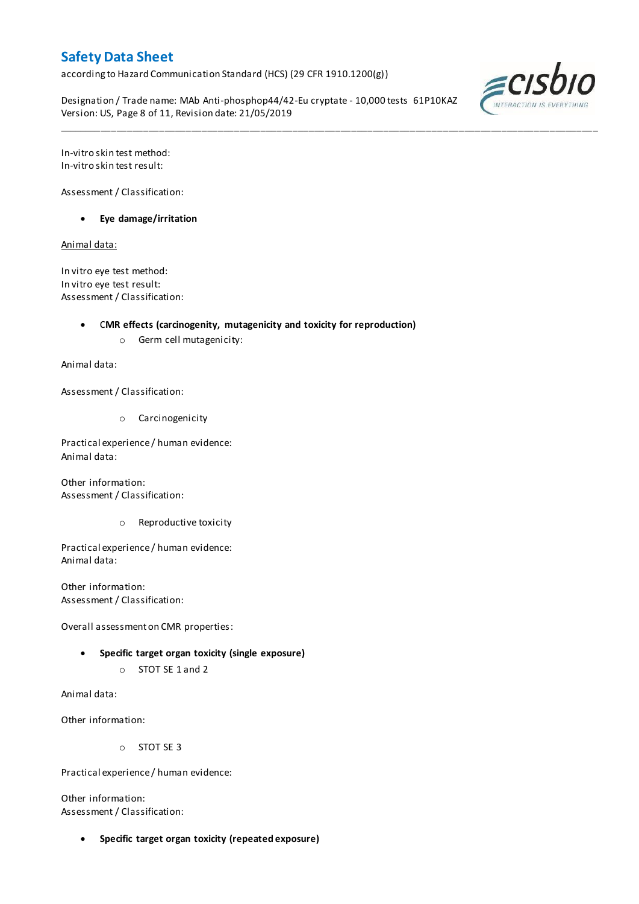In-vitro skin test method:
In-vitro skin test result:

Assessment / Classification:

- **Eye damage/irritation**

Animal data:

In vitro eye test method:
In vitro eye test result:
Assessment / Classification:

- **CMR effects (carcinogenity, mutagenicity and toxicity for reproduction)**
    - Germ cell mutagenicity:

Animal data:

Assessment / Classification:

- Carcinogenicity

Practical experience / human evidence:
Animal data:

Other information:
Assessment / Classification:

- Reproductive toxicity

Practical experience / human evidence:
Animal data:

Other information:
Assessment / Classification:

Overall assessment on CMR properties:

- **Specific target organ toxicity (single exposure)**
    - STOT SE 1 and 2

Animal data:

Other information:

- STOT SE 3

Practical experience / human evidence:

Other information:
Assessment / Classification:

- **Specific target organ toxicity (repeated exposure)**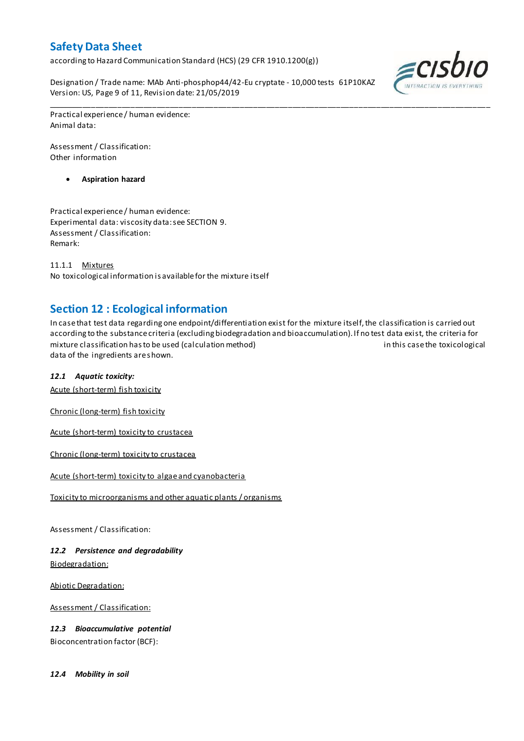Practical experience / human evidence:
Animal data:

Assessment / Classification:
Other information

- **Aspiration hazard**

Practical experience / human evidence:
Experimental data: viscosity data: see SECTION 9.
Assessment / Classification:
Remark:

11.1.1 Mixtures
No toxicological information is available for the mixture itself

## Section 12 : Ecological information

In case that test data regarding one endpoint/differentiation exist for the mixture itself, the classification is carried out according to the substance criteria (excluding biodegradation and bioaccumulation). If no test data exist, the criteria for mixture classification has to be used (calculation method) in this case the toxicological data of the ingredients are shown.

### *12.1 Aquatic toxicity:*

Acute (short-term) fish toxicity

Chronic (long-term) fish toxicity

Acute (short-term) toxicity to crustacea

Chronic (long-term) toxicity to crustacea

Acute (short-term) toxicity to algae and cyanobacteria

Toxicity to microorganisms and other aquatic plants / organisms

Assessment / Classification:

### *12.2 Persistence and degradability*

Biodegradation:

Abiotic Degradation:

Assessment / Classification:

### *12.3 Bioaccumulative potential*

Bioconcentration factor (BCF):

### *12.4 Mobility in soil*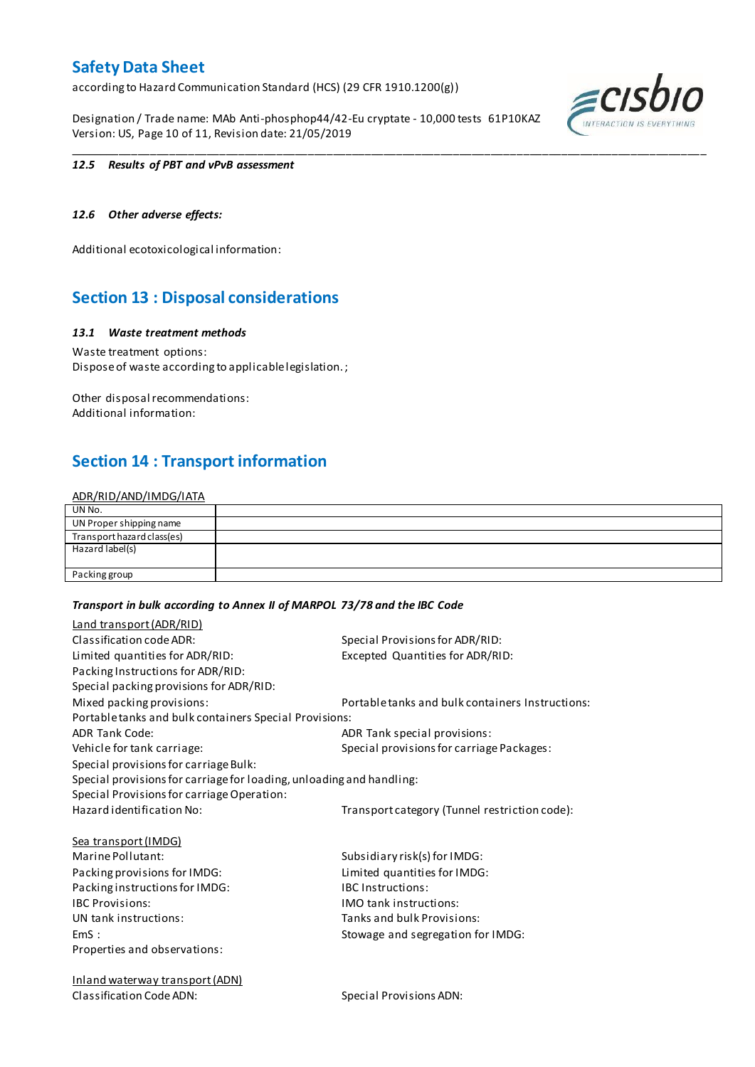#### 12.5 Results of PBT and vPvB assessment

#### 12.6 Other adverse effects:

Additional ecotoxicological information:

## Section 13 : Disposal considerations

#### 13.1 Waste treatment methods

Waste treatment options:
Dispose of waste according to applicable legislation. ;

Other disposal recommendations:
Additional information:

## Section 14 : Transport information

ADR/RID/AND/IMDG/IATA

| UN No. | |
|---|---|
| UN Proper shipping name | |
| Transport hazard class(es) | |
| Hazard label(s) | |
| Packing group | |

***Transport in bulk according to Annex II of MARPOL 73/78 and the IBC Code***

Land transport (ADR/RID)

Classification code ADR:
Special Provisions for ADR/RID:
Limited quantities for ADR/RID:
Excepted Quantities for ADR/RID:
Packing Instructions for ADR/RID:
Special packing provisions for ADR/RID:
Mixed packing provisions:
Portable tanks and bulk containers Instructions:
Portable tanks and bulk containers Special Provisions:
ADR Tank Code:
ADR Tank special provisions:
Vehicle for tank carriage:
Special provisions for carriage Packages:
Special provisions for carriage Bulk:
Special provisions for carriage for loading, unloading and handling:
Special Provisions for carriage Operation:
Hazard identification No:
Transport category (Tunnel restriction code):

Sea transport (IMDG)

Marine Pollutant:
Subsidiary risk(s) for IMDG:
Packing provisions for IMDG:
Limited quantities for IMDG:
Packing instructions for IMDG:
IBC Instructions:
IBC Provisions:
IMO tank instructions:
UN tank instructions:
Tanks and bulk Provisions:
EmS :
Stowage and segregation for IMDG:
Properties and observations:

Inland waterway transport (ADN)

Classification Code ADN:
Special Provisions ADN: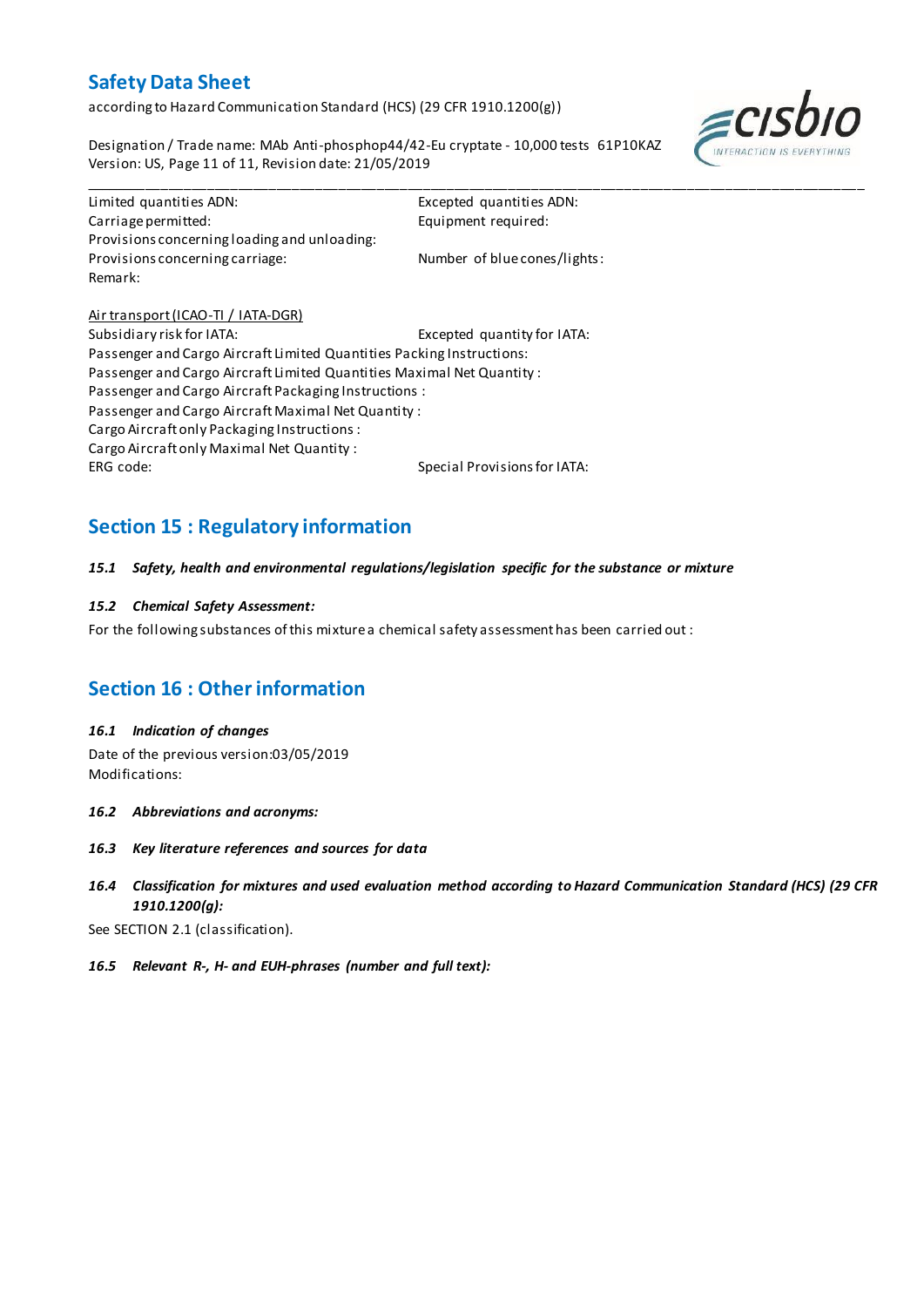| | |
|---|---|
| Limited quantities ADN: | Excepted quantities ADN: |
| Carriage permitted: | Equipment required: |
| Provisions concerning loading and unloading: | |
| Provisions concerning carriage: | Number of blue cones/lights: |
| Remark: | |

Air transport (ICAO-TI / IATA-DGR)

| | |
|---|---|
| Subsidiary risk for IATA: | Excepted quantity for IATA: |
| Passenger and Cargo Aircraft Limited Quantities Packing Instructions: | |
| Passenger and Cargo Aircraft Limited Quantities Maximal Net Quantity : | |
| Passenger and Cargo Aircraft Packaging Instructions : | |
| Passenger and Cargo Aircraft Maximal Net Quantity : | |
| Cargo Aircraft only Packaging Instructions : | |
| Cargo Aircraft only Maximal Net Quantity : | |
| ERG code: | Special Provisions for IATA: |

## Section 15 : Regulatory information

***15.1 Safety, health and environmental regulations/legislation specific for the substance or mixture***

***15.2 Chemical Safety Assessment:***

For the following substances of this mixture a chemical safety assessment has been carried out :

## Section 16 : Other information

***16.1 Indication of changes***

Date of the previous version:03/05/2019

Modifications:

***16.2 Abbreviations and acronyms:***

***16.3 Key literature references and sources for data***

***16.4 Classification for mixtures and used evaluation method according to Hazard Communication Standard (HCS) (29 CFR 1910.1200(g):***

See SECTION 2.1 (classification).

***16.5 Relevant R-, H- and EUH-phrases (number and full text):***